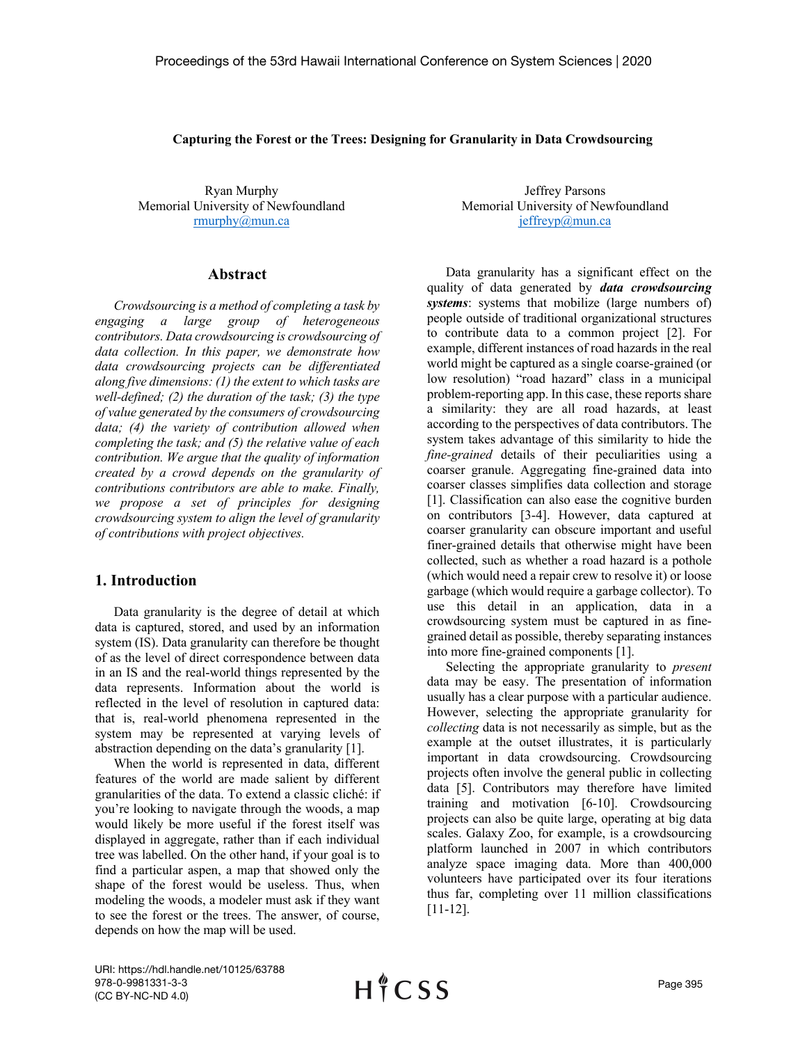**Capturing the Forest or the Trees: Designing for Granularity in Data Crowdsourcing**

Ryan Murphy
Memorial University of Newfoundland
rmurphy@mun.ca

Jeffrey Parsons
Memorial University of Newfoundland
jeffreyp@mun.ca

## Abstract

*Crowdsourcing is a method of completing a task by engaging a large group of heterogeneous contributors. Data crowdsourcing is crowdsourcing of data collection. In this paper, we demonstrate how data crowdsourcing projects can be differentiated along five dimensions: (1) the extent to which tasks are well-defined; (2) the duration of the task; (3) the type of value generated by the consumers of crowdsourcing data; (4) the variety of contribution allowed when completing the task; and (5) the relative value of each contribution. We argue that the quality of information created by a crowd depends on the granularity of contributions contributors are able to make. Finally, we propose a set of principles for designing crowdsourcing system to align the level of granularity of contributions with project objectives.*

## 1. Introduction

Data granularity is the degree of detail at which data is captured, stored, and used by an information system (IS). Data granularity can therefore be thought of as the level of direct correspondence between data in an IS and the real-world things represented by the data represents. Information about the world is reflected in the level of resolution in captured data: that is, real-world phenomena represented in the system may be represented at varying levels of abstraction depending on the data's granularity [1].

When the world is represented in data, different features of the world are made salient by different granularities of the data. To extend a classic cliché: if you're looking to navigate through the woods, a map would likely be more useful if the forest itself was displayed in aggregate, rather than if each individual tree was labelled. On the other hand, if your goal is to find a particular aspen, a map that showed only the shape of the forest would be useless. Thus, when modeling the woods, a modeler must ask if they want to see the forest or the trees. The answer, of course, depends on how the map will be used.

Data granularity has a significant effect on the quality of data generated by ***data crowdsourcing systems***: systems that mobilize (large numbers of) people outside of traditional organizational structures to contribute data to a common project [2]. For example, different instances of road hazards in the real world might be captured as a single coarse-grained (or low resolution) "road hazard" class in a municipal problem-reporting app. In this case, these reports share a similarity: they are all road hazards, at least according to the perspectives of data contributors. The system takes advantage of this similarity to hide the *fine-grained* details of their peculiarities using a coarser granule. Aggregating fine-grained data into coarser classes simplifies data collection and storage [1]. Classification can also ease the cognitive burden on contributors [3-4]. However, data captured at coarser granularity can obscure important and useful finer-grained details that otherwise might have been collected, such as whether a road hazard is a pothole (which would need a repair crew to resolve it) or loose garbage (which would require a garbage collector). To use this detail in an application, data in a crowdsourcing system must be captured in as fine-grained detail as possible, thereby separating instances into more fine-grained components [1].

Selecting the appropriate granularity to *present* data may be easy. The presentation of information usually has a clear purpose with a particular audience. However, selecting the appropriate granularity for *collecting* data is not necessarily as simple, but as the example at the outset illustrates, it is particularly important in data crowdsourcing. Crowdsourcing projects often involve the general public in collecting data [5]. Contributors may therefore have limited training and motivation [6-10]. Crowdsourcing projects can also be quite large, operating at big data scales. Galaxy Zoo, for example, is a crowdsourcing platform launched in 2007 in which contributors analyze space imaging data. More than 400,000 volunteers have participated over its four iterations thus far, completing over 11 million classifications [11-12].

URI: https://hdl.handle.net/10125/63788
978-0-9981331-3-3
(CC BY-NC-ND 4.0)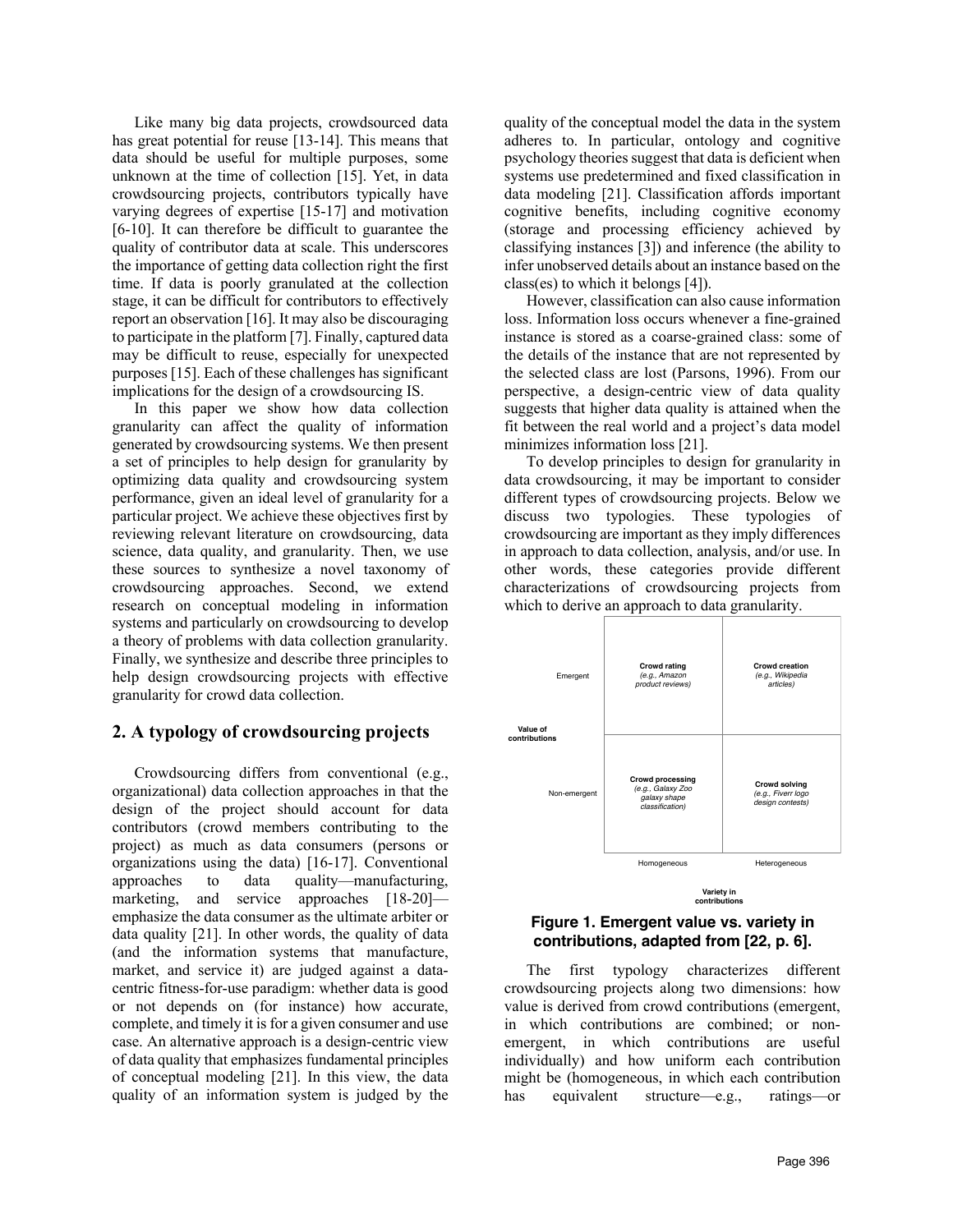Like many big data projects, crowdsourced data has great potential for reuse [13-14]. This means that data should be useful for multiple purposes, some unknown at the time of collection [15]. Yet, in data crowdsourcing projects, contributors typically have varying degrees of expertise [15-17] and motivation [6-10]. It can therefore be difficult to guarantee the quality of contributor data at scale. This underscores the importance of getting data collection right the first time. If data is poorly granulated at the collection stage, it can be difficult for contributors to effectively report an observation [16]. It may also be discouraging to participate in the platform [7]. Finally, captured data may be difficult to reuse, especially for unexpected purposes [15]. Each of these challenges has significant implications for the design of a crowdsourcing IS.

In this paper we show how data collection granularity can affect the quality of information generated by crowdsourcing systems. We then present a set of principles to help design for granularity by optimizing data quality and crowdsourcing system performance, given an ideal level of granularity for a particular project. We achieve these objectives first by reviewing relevant literature on crowdsourcing, data science, data quality, and granularity. Then, we use these sources to synthesize a novel taxonomy of crowdsourcing approaches. Second, we extend research on conceptual modeling in information systems and particularly on crowdsourcing to develop a theory of problems with data collection granularity. Finally, we synthesize and describe three principles to help design crowdsourcing projects with effective granularity for crowd data collection.

## 2. A typology of crowdsourcing projects

Crowdsourcing differs from conventional (e.g., organizational) data collection approaches in that the design of the project should account for data contributors (crowd members contributing to the project) as much as data consumers (persons or organizations using the data) [16-17]. Conventional approaches to data quality—manufacturing, marketing, and service approaches [18-20]—emphasize the data consumer as the ultimate arbiter or data quality [21]. In other words, the quality of data (and the information systems that manufacture, market, and service it) are judged against a data-centric fitness-for-use paradigm: whether data is good or not depends on (for instance) how accurate, complete, and timely it is for a given consumer and use case. An alternative approach is a design-centric view of data quality that emphasizes fundamental principles of conceptual modeling [21]. In this view, the data quality of an information system is judged by the quality of the conceptual model the data in the system adheres to. In particular, ontology and cognitive psychology theories suggest that data is deficient when systems use predetermined and fixed classification in data modeling [21]. Classification affords important cognitive benefits, including cognitive economy (storage and processing efficiency achieved by classifying instances [3]) and inference (the ability to infer unobserved details about an instance based on the class(es) to which it belongs [4]).

However, classification can also cause information loss. Information loss occurs whenever a fine-grained instance is stored as a coarse-grained class: some of the details of the instance that are not represented by the selected class are lost (Parsons, 1996). From our perspective, a design-centric view of data quality suggests that higher data quality is attained when the fit between the real world and a project's data model minimizes information loss [21].

To develop principles to design for granularity in data crowdsourcing, it may be important to consider different types of crowdsourcing projects. Below we discuss two typologies. These typologies of crowdsourcing are important as they imply differences in approach to data collection, analysis, and/or use. In other words, these categories provide different characterizations of crowdsourcing projects from which to derive an approach to data granularity.

Value of contributions

Emergent

Crowd rating
*(e.g., Amazon product reviews)*

Crowd creation
*(e.g., Wikipedia articles)*

Non-emergent

Crowd processing
*(e.g., Galaxy Zoo galaxy shape classification)*

Crowd solving
*(e.g., Fiverr logo design contests)*

Homogeneous

Heterogeneous

Variety in contributions

**Figure 1. Emergent value vs. variety in contributions, adapted from [22, p. 6].**

The first typology characterizes different crowdsourcing projects along two dimensions: how value is derived from crowd contributions (emergent, in which contributions are combined; or non-emergent, in which contributions are useful individually) and how uniform each contribution might be (homogeneous, in which each contribution has equivalent structure—e.g., ratings—or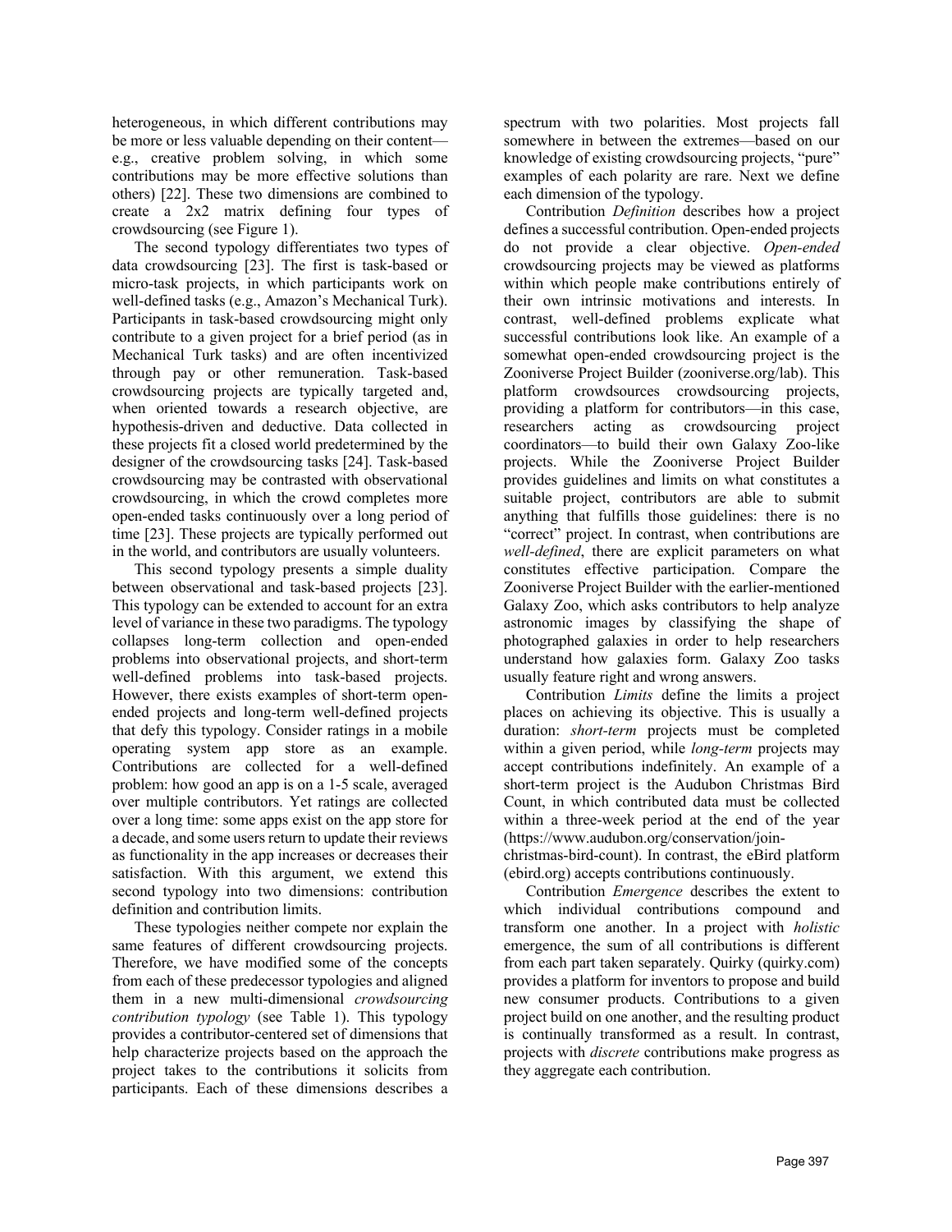heterogeneous, in which different contributions may be more or less valuable depending on their content—e.g., creative problem solving, in which some contributions may be more effective solutions than others) [22]. These two dimensions are combined to create a 2x2 matrix defining four types of crowdsourcing (see Figure 1).

The second typology differentiates two types of data crowdsourcing [23]. The first is task-based or micro-task projects, in which participants work on well-defined tasks (e.g., Amazon's Mechanical Turk). Participants in task-based crowdsourcing might only contribute to a given project for a brief period (as in Mechanical Turk tasks) and are often incentivized through pay or other remuneration. Task-based crowdsourcing projects are typically targeted and, when oriented towards a research objective, are hypothesis-driven and deductive. Data collected in these projects fit a closed world predetermined by the designer of the crowdsourcing tasks [24]. Task-based crowdsourcing may be contrasted with observational crowdsourcing, in which the crowd completes more open-ended tasks continuously over a long period of time [23]. These projects are typically performed out in the world, and contributors are usually volunteers.

This second typology presents a simple duality between observational and task-based projects [23]. This typology can be extended to account for an extra level of variance in these two paradigms. The typology collapses long-term collection and open-ended problems into observational projects, and short-term well-defined problems into task-based projects. However, there exists examples of short-term open-ended projects and long-term well-defined projects that defy this typology. Consider ratings in a mobile operating system app store as an example. Contributions are collected for a well-defined problem: how good an app is on a 1-5 scale, averaged over multiple contributors. Yet ratings are collected over a long time: some apps exist on the app store for a decade, and some users return to update their reviews as functionality in the app increases or decreases their satisfaction. With this argument, we extend this second typology into two dimensions: contribution definition and contribution limits.

These typologies neither compete nor explain the same features of different crowdsourcing projects. Therefore, we have modified some of the concepts from each of these predecessor typologies and aligned them in a new multi-dimensional *crowdsourcing contribution typology* (see Table 1). This typology provides a contributor-centered set of dimensions that help characterize projects based on the approach the project takes to the contributions it solicits from participants. Each of these dimensions describes a spectrum with two polarities. Most projects fall somewhere in between the extremes—based on our knowledge of existing crowdsourcing projects, "pure" examples of each polarity are rare. Next we define each dimension of the typology.

Contribution *Definition* describes how a project defines a successful contribution. Open-ended projects do not provide a clear objective. *Open-ended* crowdsourcing projects may be viewed as platforms within which people make contributions entirely of their own intrinsic motivations and interests. In contrast, well-defined problems explicate what successful contributions look like. An example of a somewhat open-ended crowdsourcing project is the Zooniverse Project Builder (zooniverse.org/lab). This platform crowdsources crowdsourcing projects, providing a platform for contributors—in this case, researchers acting as crowdsourcing project coordinators—to build their own Galaxy Zoo-like projects. While the Zooniverse Project Builder provides guidelines and limits on what constitutes a suitable project, contributors are able to submit anything that fulfills those guidelines: there is no "correct" project. In contrast, when contributions are *well-defined*, there are explicit parameters on what constitutes effective participation. Compare the Zooniverse Project Builder with the earlier-mentioned Galaxy Zoo, which asks contributors to help analyze astronomic images by classifying the shape of photographed galaxies in order to help researchers understand how galaxies form. Galaxy Zoo tasks usually feature right and wrong answers.

Contribution *Limits* define the limits a project places on achieving its objective. This is usually a duration: *short-term* projects must be completed within a given period, while *long-term* projects may accept contributions indefinitely. An example of a short-term project is the Audubon Christmas Bird Count, in which contributed data must be collected within a three-week period at the end of the year (https://www.audubon.org/conservation/join-christmas-bird-count). In contrast, the eBird platform (ebird.org) accepts contributions continuously.

Contribution *Emergence* describes the extent to which individual contributions compound and transform one another. In a project with *holistic* emergence, the sum of all contributions is different from each part taken separately. Quirky (quirky.com) provides a platform for inventors to propose and build new consumer products. Contributions to a given project build on one another, and the resulting product is continually transformed as a result. In contrast, projects with *discrete* contributions make progress as they aggregate each contribution.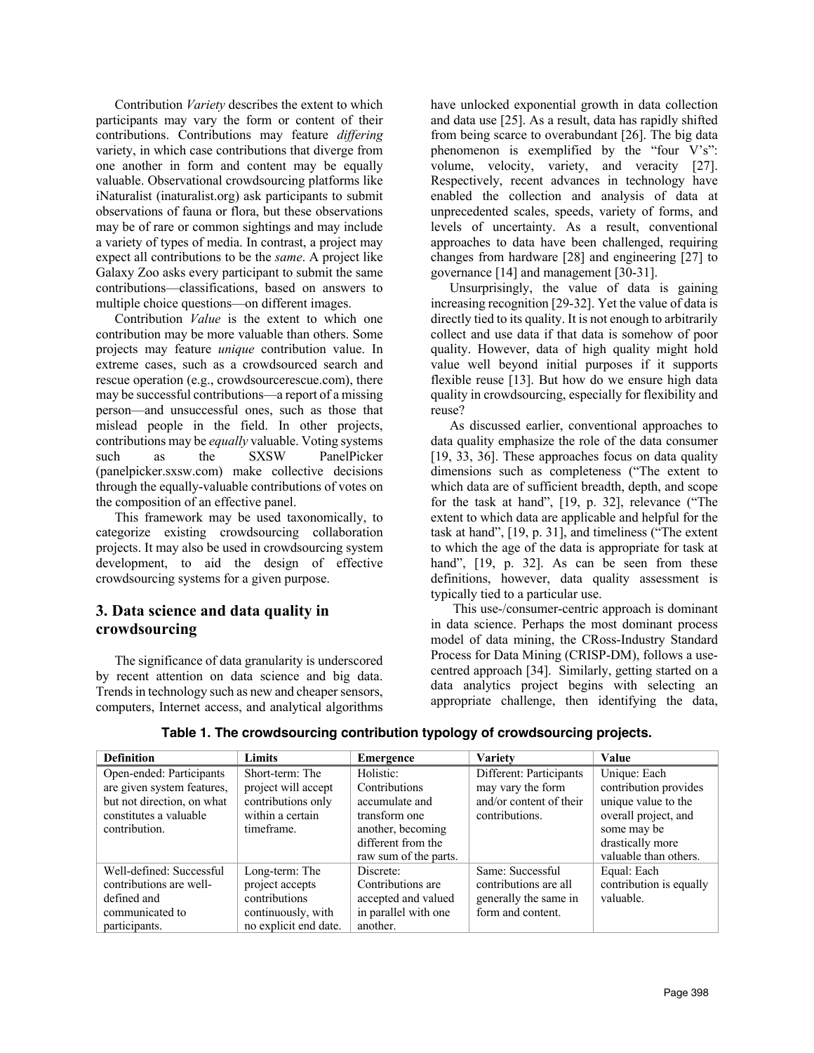Contribution *Variety* describes the extent to which participants may vary the form or content of their contributions. Contributions may feature *differing* variety, in which case contributions that diverge from one another in form and content may be equally valuable. Observational crowdsourcing platforms like iNaturalist (inaturalist.org) ask participants to submit observations of fauna or flora, but these observations may be of rare or common sightings and may include a variety of types of media. In contrast, a project may expect all contributions to be the *same*. A project like Galaxy Zoo asks every participant to submit the same contributions—classifications, based on answers to multiple choice questions—on different images.

Contribution *Value* is the extent to which one contribution may be more valuable than others. Some projects may feature *unique* contribution value. In extreme cases, such as a crowdsourced search and rescue operation (e.g., crowdsourcerescue.com), there may be successful contributions—a report of a missing person—and unsuccessful ones, such as those that mislead people in the field. In other projects, contributions may be *equally* valuable. Voting systems such as the SXSW PanelPicker (panelpicker.sxsw.com) make collective decisions through the equally-valuable contributions of votes on the composition of an effective panel.

This framework may be used taxonomically, to categorize existing crowdsourcing collaboration projects. It may also be used in crowdsourcing system development, to aid the design of effective crowdsourcing systems for a given purpose.

## 3. Data science and data quality in crowdsourcing

The significance of data granularity is underscored by recent attention on data science and big data. Trends in technology such as new and cheaper sensors, computers, Internet access, and analytical algorithms have unlocked exponential growth in data collection and data use [25]. As a result, data has rapidly shifted from being scarce to overabundant [26]. The big data phenomenon is exemplified by the "four V's": volume, velocity, variety, and veracity [27]. Respectively, recent advances in technology have enabled the collection and analysis of data at unprecedented scales, speeds, variety of forms, and levels of uncertainty. As a result, conventional approaches to data have been challenged, requiring changes from hardware [28] and engineering [27] to governance [14] and management [30-31].

Unsurprisingly, the value of data is gaining increasing recognition [29-32]. Yet the value of data is directly tied to its quality. It is not enough to arbitrarily collect and use data if that data is somehow of poor quality. However, data of high quality might hold value well beyond initial purposes if it supports flexible reuse [13]. But how do we ensure high data quality in crowdsourcing, especially for flexibility and reuse?

As discussed earlier, conventional approaches to data quality emphasize the role of the data consumer [19, 33, 36]. These approaches focus on data quality dimensions such as completeness ("The extent to which data are of sufficient breadth, depth, and scope for the task at hand", [19, p. 32], relevance ("The extent to which data are applicable and helpful for the task at hand", [19, p. 31], and timeliness ("The extent to which the age of the data is appropriate for task at hand", [19, p. 32]. As can be seen from these definitions, however, data quality assessment is typically tied to a particular use.

This use-/consumer-centric approach is dominant in data science. Perhaps the most dominant process model of data mining, the CRoss-Industry Standard Process for Data Mining (CRISP-DM), follows a use-centred approach [34]. Similarly, getting started on a data analytics project begins with selecting an appropriate challenge, then identifying the data,

**Table 1. The crowdsourcing contribution typology of crowdsourcing projects.**

| Definition | Limits | Emergence | Variety | Value |
|---|---|---|---|---|
| Open-ended: Participants are given system features, but not direction, on what constitutes a valuable contribution. | Short-term: The project will accept contributions only within a certain timeframe. | Holistic: Contributions accumulate and transform one another, becoming different from the raw sum of the parts. | Different: Participants may vary the form and/or content of their contributions. | Unique: Each contribution provides unique value to the overall project, and some may be drastically more valuable than others. |
| Well-defined: Successful contributions are well-defined and communicated to participants. | Long-term: The project accepts contributions continuously, with no explicit end date. | Discrete: Contributions are accepted and valued in parallel with one another. | Same: Successful contributions are all generally the same in form and content. | Equal: Each contribution is equally valuable. |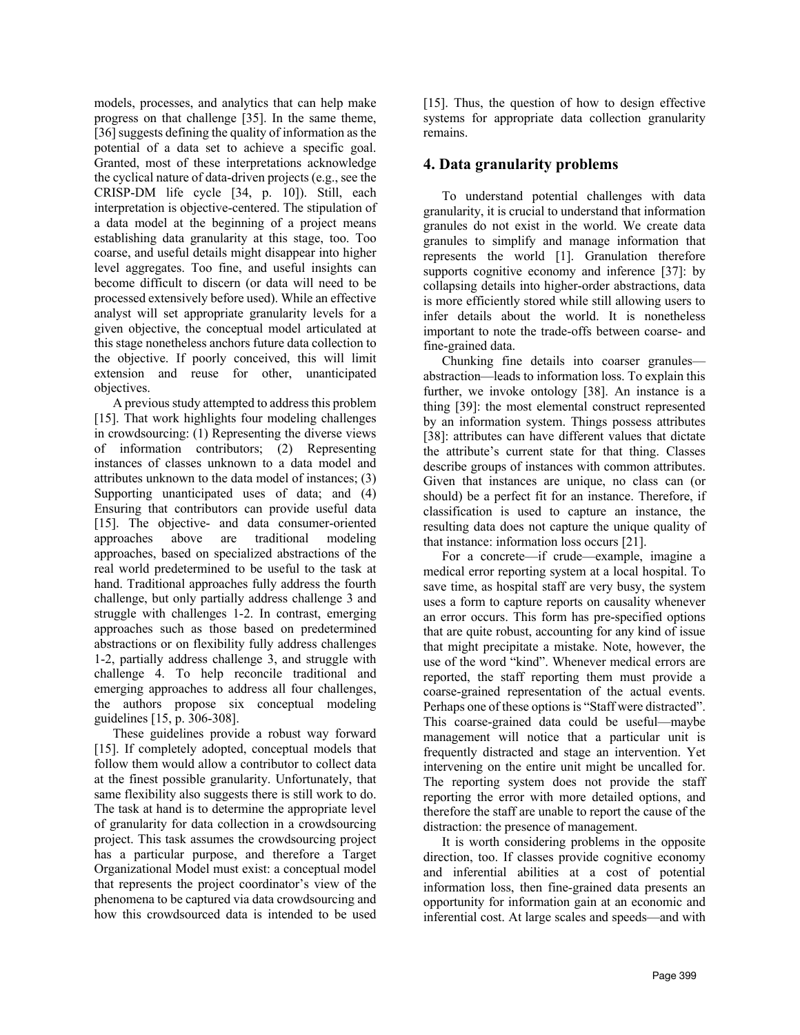models, processes, and analytics that can help make progress on that challenge [35]. In the same theme, [36] suggests defining the quality of information as the potential of a data set to achieve a specific goal. Granted, most of these interpretations acknowledge the cyclical nature of data-driven projects (e.g., see the CRISP-DM life cycle [34, p. 10]). Still, each interpretation is objective-centered. The stipulation of a data model at the beginning of a project means establishing data granularity at this stage, too. Too coarse, and useful details might disappear into higher level aggregates. Too fine, and useful insights can become difficult to discern (or data will need to be processed extensively before used). While an effective analyst will set appropriate granularity levels for a given objective, the conceptual model articulated at this stage nonetheless anchors future data collection to the objective. If poorly conceived, this will limit extension and reuse for other, unanticipated objectives.

A previous study attempted to address this problem [15]. That work highlights four modeling challenges in crowdsourcing: (1) Representing the diverse views of information contributors; (2) Representing instances of classes unknown to a data model and attributes unknown to the data model of instances; (3) Supporting unanticipated uses of data; and (4) Ensuring that contributors can provide useful data [15]. The objective- and data consumer-oriented approaches above are traditional modeling approaches, based on specialized abstractions of the real world predetermined to be useful to the task at hand. Traditional approaches fully address the fourth challenge, but only partially address challenge 3 and struggle with challenges 1-2. In contrast, emerging approaches such as those based on predetermined abstractions or on flexibility fully address challenges 1-2, partially address challenge 3, and struggle with challenge 4. To help reconcile traditional and emerging approaches to address all four challenges, the authors propose six conceptual modeling guidelines [15, p. 306-308].

These guidelines provide a robust way forward [15]. If completely adopted, conceptual models that follow them would allow a contributor to collect data at the finest possible granularity. Unfortunately, that same flexibility also suggests there is still work to do. The task at hand is to determine the appropriate level of granularity for data collection in a crowdsourcing project. This task assumes the crowdsourcing project has a particular purpose, and therefore a Target Organizational Model must exist: a conceptual model that represents the project coordinator's view of the phenomena to be captured via data crowdsourcing and how this crowdsourced data is intended to be used [15]. Thus, the question of how to design effective systems for appropriate data collection granularity remains.

## 4. Data granularity problems

To understand potential challenges with data granularity, it is crucial to understand that information granules do not exist in the world. We create data granules to simplify and manage information that represents the world [1]. Granulation therefore supports cognitive economy and inference [37]: by collapsing details into higher-order abstractions, data is more efficiently stored while still allowing users to infer details about the world. It is nonetheless important to note the trade-offs between coarse- and fine-grained data.

Chunking fine details into coarser granules—abstraction—leads to information loss. To explain this further, we invoke ontology [38]. An instance is a thing [39]: the most elemental construct represented by an information system. Things possess attributes [38]: attributes can have different values that dictate the attribute's current state for that thing. Classes describe groups of instances with common attributes. Given that instances are unique, no class can (or should) be a perfect fit for an instance. Therefore, if classification is used to capture an instance, the resulting data does not capture the unique quality of that instance: information loss occurs [21].

For a concrete—if crude—example, imagine a medical error reporting system at a local hospital. To save time, as hospital staff are very busy, the system uses a form to capture reports on causality whenever an error occurs. This form has pre-specified options that are quite robust, accounting for any kind of issue that might precipitate a mistake. Note, however, the use of the word "kind". Whenever medical errors are reported, the staff reporting them must provide a coarse-grained representation of the actual events. Perhaps one of these options is "Staff were distracted". This coarse-grained data could be useful—maybe management will notice that a particular unit is frequently distracted and stage an intervention. Yet intervening on the entire unit might be uncalled for. The reporting system does not provide the staff reporting the error with more detailed options, and therefore the staff are unable to report the cause of the distraction: the presence of management.

It is worth considering problems in the opposite direction, too. If classes provide cognitive economy and inferential abilities at a cost of potential information loss, then fine-grained data presents an opportunity for information gain at an economic and inferential cost. At large scales and speeds—and with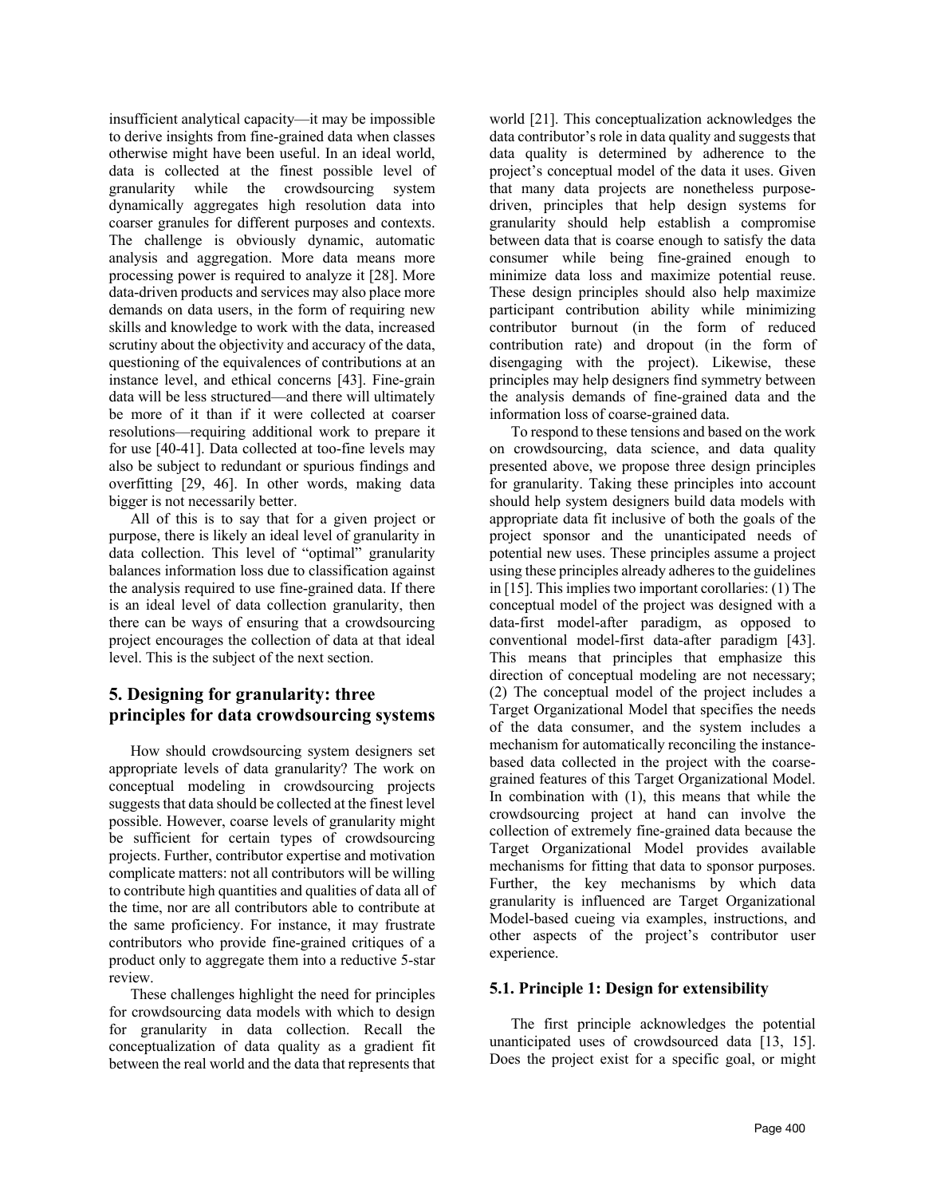insufficient analytical capacity—it may be impossible to derive insights from fine-grained data when classes otherwise might have been useful. In an ideal world, data is collected at the finest possible level of granularity while the crowdsourcing system dynamically aggregates high resolution data into coarser granules for different purposes and contexts. The challenge is obviously dynamic, automatic analysis and aggregation. More data means more processing power is required to analyze it [28]. More data-driven products and services may also place more demands on data users, in the form of requiring new skills and knowledge to work with the data, increased scrutiny about the objectivity and accuracy of the data, questioning of the equivalences of contributions at an instance level, and ethical concerns [43]. Fine-grain data will be less structured—and there will ultimately be more of it than if it were collected at coarser resolutions—requiring additional work to prepare it for use [40-41]. Data collected at too-fine levels may also be subject to redundant or spurious findings and overfitting [29, 46]. In other words, making data bigger is not necessarily better.

All of this is to say that for a given project or purpose, there is likely an ideal level of granularity in data collection. This level of "optimal" granularity balances information loss due to classification against the analysis required to use fine-grained data. If there is an ideal level of data collection granularity, then there can be ways of ensuring that a crowdsourcing project encourages the collection of data at that ideal level. This is the subject of the next section.

## 5. Designing for granularity: three principles for data crowdsourcing systems

How should crowdsourcing system designers set appropriate levels of data granularity? The work on conceptual modeling in crowdsourcing projects suggests that data should be collected at the finest level possible. However, coarse levels of granularity might be sufficient for certain types of crowdsourcing projects. Further, contributor expertise and motivation complicate matters: not all contributors will be willing to contribute high quantities and qualities of data all of the time, nor are all contributors able to contribute at the same proficiency. For instance, it may frustrate contributors who provide fine-grained critiques of a product only to aggregate them into a reductive 5-star review.

These challenges highlight the need for principles for crowdsourcing data models with which to design for granularity in data collection. Recall the conceptualization of data quality as a gradient fit between the real world and the data that represents that world [21]. This conceptualization acknowledges the data contributor's role in data quality and suggests that data quality is determined by adherence to the project's conceptual model of the data it uses. Given that many data projects are nonetheless purpose-driven, principles that help design systems for granularity should help establish a compromise between data that is coarse enough to satisfy the data consumer while being fine-grained enough to minimize data loss and maximize potential reuse. These design principles should also help maximize participant contribution ability while minimizing contributor burnout (in the form of reduced contribution rate) and dropout (in the form of disengaging with the project). Likewise, these principles may help designers find symmetry between the analysis demands of fine-grained data and the information loss of coarse-grained data.

To respond to these tensions and based on the work on crowdsourcing, data science, and data quality presented above, we propose three design principles for granularity. Taking these principles into account should help system designers build data models with appropriate data fit inclusive of both the goals of the project sponsor and the unanticipated needs of potential new uses. These principles assume a project using these principles already adheres to the guidelines in [15]. This implies two important corollaries: (1) The conceptual model of the project was designed with a data-first model-after paradigm, as opposed to conventional model-first data-after paradigm [43]. This means that principles that emphasize this direction of conceptual modeling are not necessary; (2) The conceptual model of the project includes a Target Organizational Model that specifies the needs of the data consumer, and the system includes a mechanism for automatically reconciling the instance-based data collected in the project with the coarse-grained features of this Target Organizational Model. In combination with (1), this means that while the crowdsourcing project at hand can involve the collection of extremely fine-grained data because the Target Organizational Model provides available mechanisms for fitting that data to sponsor purposes. Further, the key mechanisms by which data granularity is influenced are Target Organizational Model-based cueing via examples, instructions, and other aspects of the project's contributor user experience.

### 5.1. Principle 1: Design for extensibility

The first principle acknowledges the potential unanticipated uses of crowdsourced data [13, 15]. Does the project exist for a specific goal, or might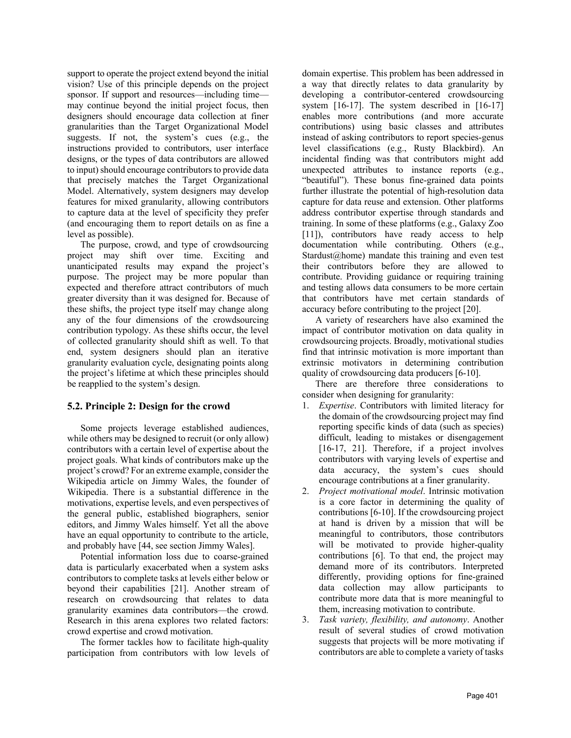support to operate the project extend beyond the initial vision? Use of this principle depends on the project sponsor. If support and resources—including time—may continue beyond the initial project focus, then designers should encourage data collection at finer granularities than the Target Organizational Model suggests. If not, the system's cues (e.g., the instructions provided to contributors, user interface designs, or the types of data contributors are allowed to input) should encourage contributors to provide data that precisely matches the Target Organizational Model. Alternatively, system designers may develop features for mixed granularity, allowing contributors to capture data at the level of specificity they prefer (and encouraging them to report details on as fine a level as possible).

The purpose, crowd, and type of crowdsourcing project may shift over time. Exciting and unanticipated results may expand the project's purpose. The project may be more popular than expected and therefore attract contributors of much greater diversity than it was designed for. Because of these shifts, the project type itself may change along any of the four dimensions of the crowdsourcing contribution typology. As these shifts occur, the level of collected granularity should shift as well. To that end, system designers should plan an iterative granularity evaluation cycle, designating points along the project's lifetime at which these principles should be reapplied to the system's design.

## 5.2. Principle 2: Design for the crowd

Some projects leverage established audiences, while others may be designed to recruit (or only allow) contributors with a certain level of expertise about the project goals. What kinds of contributors make up the project's crowd? For an extreme example, consider the Wikipedia article on Jimmy Wales, the founder of Wikipedia. There is a substantial difference in the motivations, expertise levels, and even perspectives of the general public, established biographers, senior editors, and Jimmy Wales himself. Yet all the above have an equal opportunity to contribute to the article, and probably have [44, see section Jimmy Wales].

Potential information loss due to coarse-grained data is particularly exacerbated when a system asks contributors to complete tasks at levels either below or beyond their capabilities [21]. Another stream of research on crowdsourcing that relates to data granularity examines data contributors—the crowd. Research in this arena explores two related factors: crowd expertise and crowd motivation.

The former tackles how to facilitate high-quality participation from contributors with low levels of domain expertise. This problem has been addressed in a way that directly relates to data granularity by developing a contributor-centered crowdsourcing system [16-17]. The system described in [16-17] enables more contributions (and more accurate contributions) using basic classes and attributes instead of asking contributors to report species-genus level classifications (e.g., Rusty Blackbird). An incidental finding was that contributors might add unexpected attributes to instance reports (e.g., "beautiful"). These bonus fine-grained data points further illustrate the potential of high-resolution data capture for data reuse and extension. Other platforms address contributor expertise through standards and training. In some of these platforms (e.g., Galaxy Zoo [11]), contributors have ready access to help documentation while contributing. Others (e.g., Stardust@home) mandate this training and even test their contributors before they are allowed to contribute. Providing guidance or requiring training and testing allows data consumers to be more certain that contributors have met certain standards of accuracy before contributing to the project [20].

A variety of researchers have also examined the impact of contributor motivation on data quality in crowdsourcing projects. Broadly, motivational studies find that intrinsic motivation is more important than extrinsic motivators in determining contribution quality of crowdsourcing data producers [6-10].

There are therefore three considerations to consider when designing for granularity:

1. *Expertise*. Contributors with limited literacy for the domain of the crowdsourcing project may find reporting specific kinds of data (such as species) difficult, leading to mistakes or disengagement [16-17, 21]. Therefore, if a project involves contributors with varying levels of expertise and data accuracy, the system's cues should encourage contributions at a finer granularity.
2. *Project motivational model*. Intrinsic motivation is a core factor in determining the quality of contributions [6-10]. If the crowdsourcing project at hand is driven by a mission that will be meaningful to contributors, those contributors will be motivated to provide higher-quality contributions [6]. To that end, the project may demand more of its contributors. Interpreted differently, providing options for fine-grained data collection may allow participants to contribute more data that is more meaningful to them, increasing motivation to contribute.
3. *Task variety, flexibility, and autonomy*. Another result of several studies of crowd motivation suggests that projects will be more motivating if contributors are able to complete a variety of tasks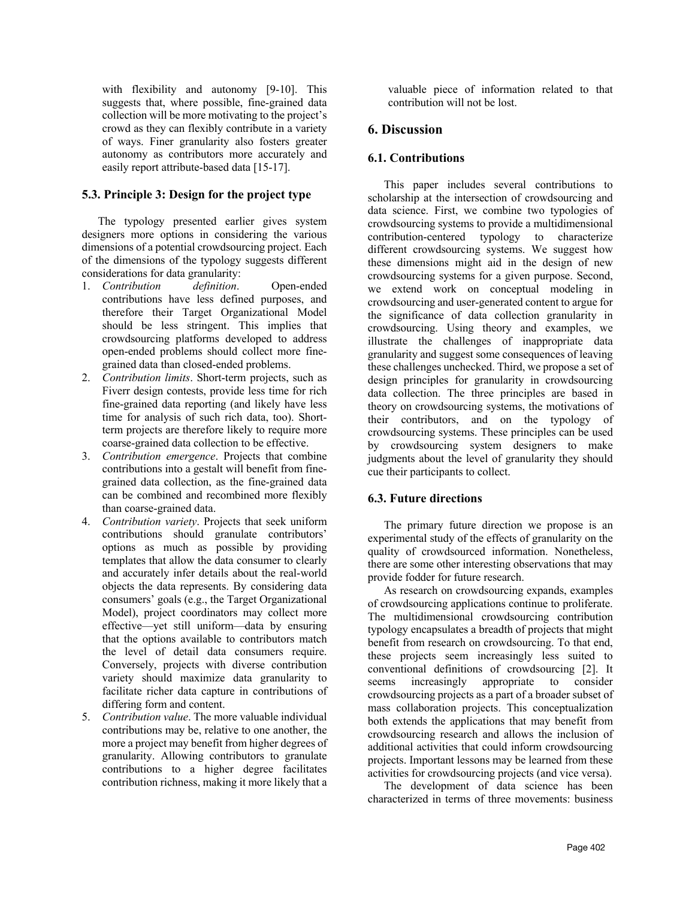with flexibility and autonomy [9-10]. This suggests that, where possible, fine-grained data collection will be more motivating to the project's crowd as they can flexibly contribute in a variety of ways. Finer granularity also fosters greater autonomy as contributors more accurately and easily report attribute-based data [15-17].

### 5.3. Principle 3: Design for the project type

The typology presented earlier gives system designers more options in considering the various dimensions of a potential crowdsourcing project. Each of the dimensions of the typology suggests different considerations for data granularity:

1. *Contribution definition*. Open-ended contributions have less defined purposes, and therefore their Target Organizational Model should be less stringent. This implies that crowdsourcing platforms developed to address open-ended problems should collect more fine-grained data than closed-ended problems.
2. *Contribution limits*. Short-term projects, such as Fiverr design contests, provide less time for rich fine-grained data reporting (and likely have less time for analysis of such rich data, too). Short-term projects are therefore likely to require more coarse-grained data collection to be effective.
3. *Contribution emergence*. Projects that combine contributions into a gestalt will benefit from fine-grained data collection, as the fine-grained data can be combined and recombined more flexibly than coarse-grained data.
4. *Contribution variety*. Projects that seek uniform contributions should granulate contributors' options as much as possible by providing templates that allow the data consumer to clearly and accurately infer details about the real-world objects the data represents. By considering data consumers' goals (e.g., the Target Organizational Model), project coordinators may collect more effective—yet still uniform—data by ensuring that the options available to contributors match the level of detail data consumers require. Conversely, projects with diverse contribution variety should maximize data granularity to facilitate richer data capture in contributions of differing form and content.
5. *Contribution value*. The more valuable individual contributions may be, relative to one another, the more a project may benefit from higher degrees of granularity. Allowing contributors to granulate contributions to a higher degree facilitates contribution richness, making it more likely that a valuable piece of information related to that contribution will not be lost.

## 6. Discussion

### 6.1. Contributions

This paper includes several contributions to scholarship at the intersection of crowdsourcing and data science. First, we combine two typologies of crowdsourcing systems to provide a multidimensional contribution-centered typology to characterize different crowdsourcing systems. We suggest how these dimensions might aid in the design of new crowdsourcing systems for a given purpose. Second, we extend work on conceptual modeling in crowdsourcing and user-generated content to argue for the significance of data collection granularity in crowdsourcing. Using theory and examples, we illustrate the challenges of inappropriate data granularity and suggest some consequences of leaving these challenges unchecked. Third, we propose a set of design principles for granularity in crowdsourcing data collection. The three principles are based in theory on crowdsourcing systems, the motivations of their contributors, and on the typology of crowdsourcing systems. These principles can be used by crowdsourcing system designers to make judgments about the level of granularity they should cue their participants to collect.

### 6.3. Future directions

The primary future direction we propose is an experimental study of the effects of granularity on the quality of crowdsourced information. Nonetheless, there are some other interesting observations that may provide fodder for future research.

As research on crowdsourcing expands, examples of crowdsourcing applications continue to proliferate. The multidimensional crowdsourcing contribution typology encapsulates a breadth of projects that might benefit from research on crowdsourcing. To that end, these projects seem increasingly less suited to conventional definitions of crowdsourcing [2]. It seems increasingly appropriate to consider crowdsourcing projects as a part of a broader subset of mass collaboration projects. This conceptualization both extends the applications that may benefit from crowdsourcing research and allows the inclusion of additional activities that could inform crowdsourcing projects. Important lessons may be learned from these activities for crowdsourcing projects (and vice versa).

The development of data science has been characterized in terms of three movements: business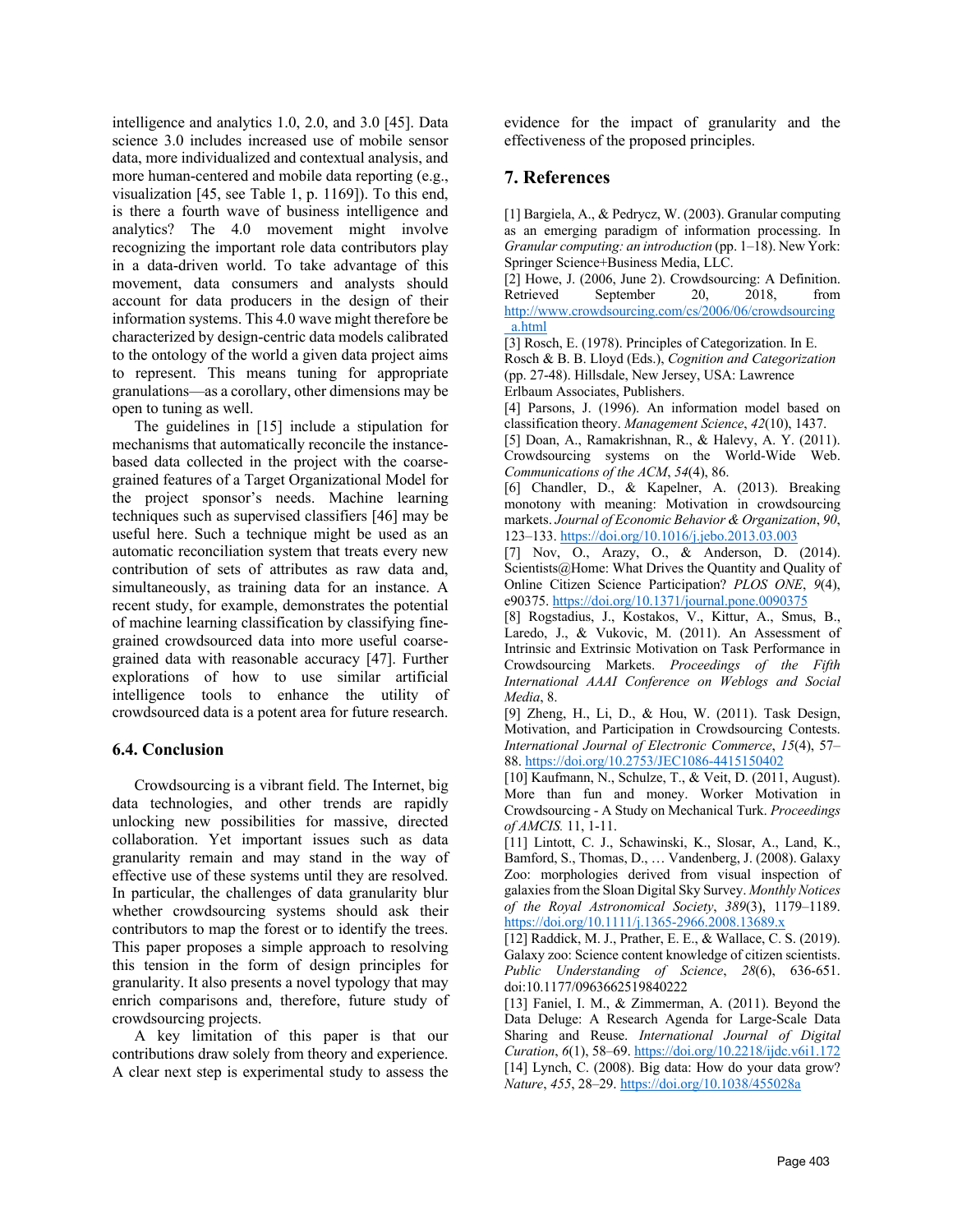intelligence and analytics 1.0, 2.0, and 3.0 [45]. Data science 3.0 includes increased use of mobile sensor data, more individualized and contextual analysis, and more human-centered and mobile data reporting (e.g., visualization [45, see Table 1, p. 1169]). To this end, is there a fourth wave of business intelligence and analytics? The 4.0 movement might involve recognizing the important role data contributors play in a data-driven world. To take advantage of this movement, data consumers and analysts should account for data producers in the design of their information systems. This 4.0 wave might therefore be characterized by design-centric data models calibrated to the ontology of the world a given data project aims to represent. This means tuning for appropriate granulations—as a corollary, other dimensions may be open to tuning as well.

The guidelines in [15] include a stipulation for mechanisms that automatically reconcile the instance-based data collected in the project with the coarse-grained features of a Target Organizational Model for the project sponsor's needs. Machine learning techniques such as supervised classifiers [46] may be useful here. Such a technique might be used as an automatic reconciliation system that treats every new contribution of sets of attributes as raw data and, simultaneously, as training data for an instance. A recent study, for example, demonstrates the potential of machine learning classification by classifying fine-grained crowdsourced data into more useful coarse-grained data with reasonable accuracy [47]. Further explorations of how to use similar artificial intelligence tools to enhance the utility of crowdsourced data is a potent area for future research.

### 6.4. Conclusion

Crowdsourcing is a vibrant field. The Internet, big data technologies, and other trends are rapidly unlocking new possibilities for massive, directed collaboration. Yet important issues such as data granularity remain and may stand in the way of effective use of these systems until they are resolved. In particular, the challenges of data granularity blur whether crowdsourcing systems should ask their contributors to map the forest or to identify the trees. This paper proposes a simple approach to resolving this tension in the form of design principles for granularity. It also presents a novel typology that may enrich comparisons and, therefore, future study of crowdsourcing projects.

A key limitation of this paper is that our contributions draw solely from theory and experience. A clear next step is experimental study to assess the evidence for the impact of granularity and the effectiveness of the proposed principles.

## 7. References

[1] Bargiela, A., & Pedrycz, W. (2003). Granular computing as an emerging paradigm of information processing. In *Granular computing: an introduction* (pp. 1–18). New York: Springer Science+Business Media, LLC.

[2] Howe, J. (2006, June 2). Crowdsourcing: A Definition. Retrieved September 20, 2018, from http://www.crowdsourcing.com/cs/2006/06/crowdsourcing_a.html

[3] Rosch, E. (1978). Principles of Categorization. In E. Rosch & B. B. Lloyd (Eds.), *Cognition and Categorization* (pp. 27-48). Hillsdale, New Jersey, USA: Lawrence Erlbaum Associates, Publishers.

[4] Parsons, J. (1996). An information model based on classification theory. *Management Science*, *42*(10), 1437.

[5] Doan, A., Ramakrishnan, R., & Halevy, A. Y. (2011). Crowdsourcing systems on the World-Wide Web. *Communications of the ACM*, *54*(4), 86.

[6] Chandler, D., & Kapelner, A. (2013). Breaking monotony with meaning: Motivation in crowdsourcing markets. *Journal of Economic Behavior & Organization*, *90*, 123–133. https://doi.org/10.1016/j.jebo.2013.03.003

[7] Nov, O., Arazy, O., & Anderson, D. (2014). Scientists@Home: What Drives the Quantity and Quality of Online Citizen Science Participation? *PLOS ONE*, *9*(4), e90375. https://doi.org/10.1371/journal.pone.0090375

[8] Rogstadius, J., Kostakos, V., Kittur, A., Smus, B., Laredo, J., & Vukovic, M. (2011). An Assessment of Intrinsic and Extrinsic Motivation on Task Performance in Crowdsourcing Markets. *Proceedings of the Fifth International AAAI Conference on Weblogs and Social Media*, 8.

[9] Zheng, H., Li, D., & Hou, W. (2011). Task Design, Motivation, and Participation in Crowdsourcing Contests. *International Journal of Electronic Commerce*, *15*(4), 57–88. https://doi.org/10.2753/JEC1086-4415150402

[10] Kaufmann, N., Schulze, T., & Veit, D. (2011, August). More than fun and money. Worker Motivation in Crowdsourcing - A Study on Mechanical Turk. *Proceedings of AMCIS.* 11, 1-11.

[11] Lintott, C. J., Schawinski, K., Slosar, A., Land, K., Bamford, S., Thomas, D., … Vandenberg, J. (2008). Galaxy Zoo: morphologies derived from visual inspection of galaxies from the Sloan Digital Sky Survey. *Monthly Notices of the Royal Astronomical Society*, *389*(3), 1179–1189. https://doi.org/10.1111/j.1365-2966.2008.13689.x

[12] Raddick, M. J., Prather, E. E., & Wallace, C. S. (2019). Galaxy zoo: Science content knowledge of citizen scientists. *Public Understanding of Science*, *28*(6), 636-651. doi:10.1177/0963662519840222

[13] Faniel, I. M., & Zimmerman, A. (2011). Beyond the Data Deluge: A Research Agenda for Large-Scale Data Sharing and Reuse. *International Journal of Digital Curation*, *6*(1), 58–69. https://doi.org/10.2218/ijdc.v6i1.172

[14] Lynch, C. (2008). Big data: How do your data grow? *Nature*, *455*, 28–29. https://doi.org/10.1038/455028a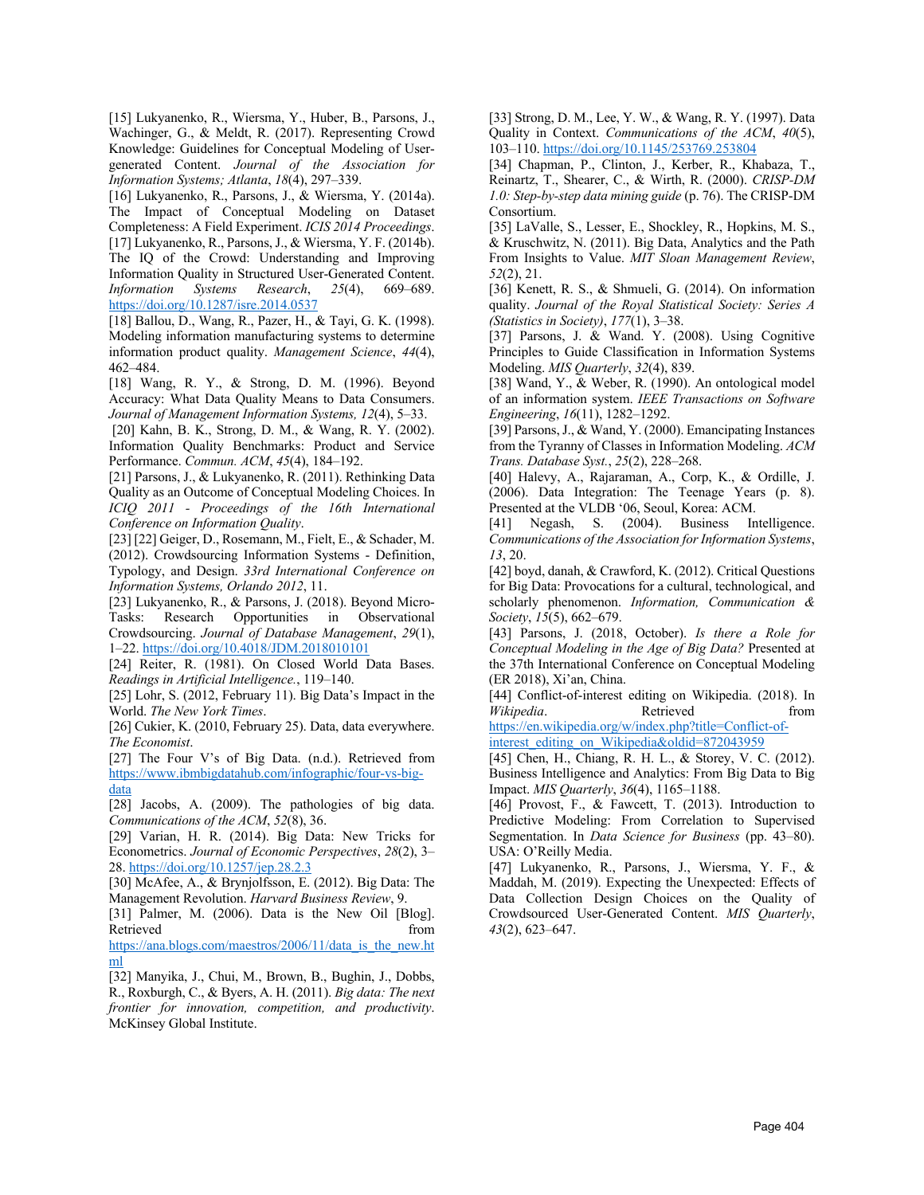[15] Lukyanenko, R., Wiersma, Y., Huber, B., Parsons, J., Wachinger, G., & Meldt, R. (2017). Representing Crowd Knowledge: Guidelines for Conceptual Modeling of User-generated Content. *Journal of the Association for Information Systems; Atlanta*, *18*(4), 297–339.

[16] Lukyanenko, R., Parsons, J., & Wiersma, Y. (2014a). The Impact of Conceptual Modeling on Dataset Completeness: A Field Experiment. *ICIS 2014 Proceedings*.

[17] Lukyanenko, R., Parsons, J., & Wiersma, Y. F. (2014b). The IQ of the Crowd: Understanding and Improving Information Quality in Structured User-Generated Content. *Information Systems Research*, *25*(4), 669–689. https://doi.org/10.1287/isre.2014.0537

[18] Ballou, D., Wang, R., Pazer, H., & Tayi, G. K. (1998). Modeling information manufacturing systems to determine information product quality. *Management Science*, *44*(4), 462–484.

[18] Wang, R. Y., & Strong, D. M. (1996). Beyond Accuracy: What Data Quality Means to Data Consumers. *Journal of Management Information Systems, 12*(4), 5–33.

[20] Kahn, B. K., Strong, D. M., & Wang, R. Y. (2002). Information Quality Benchmarks: Product and Service Performance. *Commun. ACM*, *45*(4), 184–192.

[21] Parsons, J., & Lukyanenko, R. (2011). Rethinking Data Quality as an Outcome of Conceptual Modeling Choices. In *ICIQ 2011 - Proceedings of the 16th International Conference on Information Quality*.

[23] [22] Geiger, D., Rosemann, M., Fielt, E., & Schader, M. (2012). Crowdsourcing Information Systems - Definition, Typology, and Design. *33rd International Conference on Information Systems, Orlando 2012*, 11.

[23] Lukyanenko, R., & Parsons, J. (2018). Beyond Micro-Tasks: Research Opportunities in Observational Crowdsourcing. *Journal of Database Management*, *29*(1), 1–22. https://doi.org/10.4018/JDM.2018010101

[24] Reiter, R. (1981). On Closed World Data Bases. *Readings in Artificial Intelligence.*, 119–140.

[25] Lohr, S. (2012, February 11). Big Data's Impact in the World. *The New York Times*.

[26] Cukier, K. (2010, February 25). Data, data everywhere. *The Economist*.

[27] The Four V's of Big Data. (n.d.). Retrieved from https://www.ibmbigdatahub.com/infographic/four-vs-big-data

[28] Jacobs, A. (2009). The pathologies of big data. *Communications of the ACM*, *52*(8), 36.

[29] Varian, H. R. (2014). Big Data: New Tricks for Econometrics. *Journal of Economic Perspectives*, *28*(2), 3–28. https://doi.org/10.1257/jep.28.2.3

[30] McAfee, A., & Brynjolfsson, E. (2012). Big Data: The Management Revolution. *Harvard Business Review*, 9.

[31] Palmer, M. (2006). Data is the New Oil [Blog]. Retrieved from https://ana.blogs.com/maestros/2006/11/data_is_the_new.html

[32] Manyika, J., Chui, M., Brown, B., Bughin, J., Dobbs, R., Roxburgh, C., & Byers, A. H. (2011). *Big data: The next frontier for innovation, competition, and productivity*. McKinsey Global Institute.

[33] Strong, D. M., Lee, Y. W., & Wang, R. Y. (1997). Data Quality in Context. *Communications of the ACM*, *40*(5), 103–110. https://doi.org/10.1145/253769.253804

[34] Chapman, P., Clinton, J., Kerber, R., Khabaza, T., Reinartz, T., Shearer, C., & Wirth, R. (2000). *CRISP-DM 1.0: Step-by-step data mining guide* (p. 76). The CRISP-DM Consortium.

[35] LaValle, S., Lesser, E., Shockley, R., Hopkins, M. S., & Kruschwitz, N. (2011). Big Data, Analytics and the Path From Insights to Value. *MIT Sloan Management Review*, *52*(2), 21.

[36] Kenett, R. S., & Shmueli, G. (2014). On information quality. *Journal of the Royal Statistical Society: Series A (Statistics in Society)*, *177*(1), 3–38.

[37] Parsons, J. & Wand. Y. (2008). Using Cognitive Principles to Guide Classification in Information Systems Modeling. *MIS Quarterly*, *32*(4), 839.

[38] Wand, Y., & Weber, R. (1990). An ontological model of an information system. *IEEE Transactions on Software Engineering*, *16*(11), 1282–1292.

[39] Parsons, J., & Wand, Y. (2000). Emancipating Instances from the Tyranny of Classes in Information Modeling. *ACM Trans. Database Syst.*, *25*(2), 228–268.

[40] Halevy, A., Rajaraman, A., Corp, K., & Ordille, J. (2006). Data Integration: The Teenage Years (p. 8). Presented at the VLDB '06, Seoul, Korea: ACM.

[41] Negash, S. (2004). Business Intelligence. *Communications of the Association for Information Systems*, *13*, 20.

[42] boyd, danah, & Crawford, K. (2012). Critical Questions for Big Data: Provocations for a cultural, technological, and scholarly phenomenon. *Information, Communication & Society*, *15*(5), 662–679.

[43] Parsons, J. (2018, October). *Is there a Role for Conceptual Modeling in the Age of Big Data?* Presented at the 37th International Conference on Conceptual Modeling (ER 2018), Xi'an, China.

[44] Conflict-of-interest editing on Wikipedia. (2018). In *Wikipedia*. Retrieved from https://en.wikipedia.org/w/index.php?title=Conflict-of-interest_editing_on_Wikipedia&oldid=872043959

[45] Chen, H., Chiang, R. H. L., & Storey, V. C. (2012). Business Intelligence and Analytics: From Big Data to Big Impact. *MIS Quarterly*, *36*(4), 1165–1188.

[46] Provost, F., & Fawcett, T. (2013). Introduction to Predictive Modeling: From Correlation to Supervised Segmentation. In *Data Science for Business* (pp. 43–80). USA: O'Reilly Media.

[47] Lukyanenko, R., Parsons, J., Wiersma, Y. F., & Maddah, M. (2019). Expecting the Unexpected: Effects of Data Collection Design Choices on the Quality of Crowdsourced User-Generated Content. *MIS Quarterly*, *43*(2), 623–647.